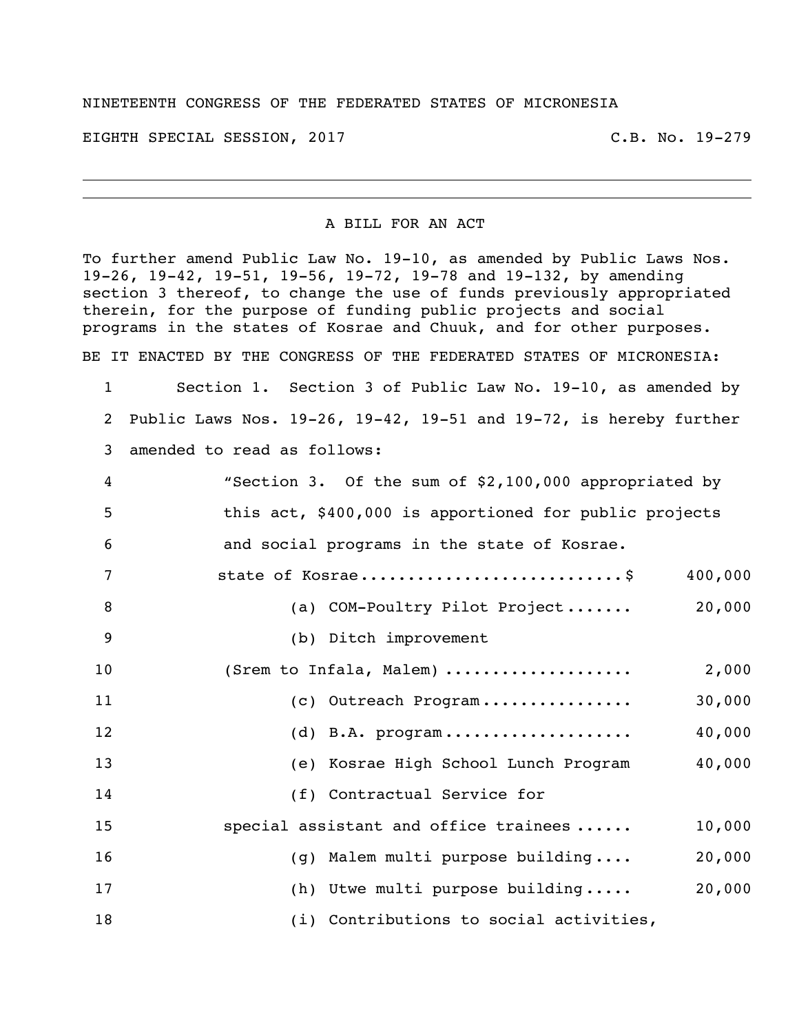NINETEENTH CONGRESS OF THE FEDERATED STATES OF MICRONESIA

EIGHTH SPECIAL SESSION, 2017 C.B. No. 19-279

---

A BILL FOR AN ACT

To further amend Public Law No. 19-10, as amended by Public Laws Nos. 19-26, 19-42, 19-51, 19-56, 19-72, 19-78 and 19-132, by amending section 3 thereof, to change the use of funds previously appropriated therein, for the purpose of funding public projects and social programs in the states of Kosrae and Chuuk, and for other purposes.

BE IT ENACTED BY THE CONGRESS OF THE FEDERATED STATES OF MICRONESIA:

1 Section 1. Section 3 of Public Law No. 19-10, as amended by
2 Public Laws Nos. 19-26, 19-42, 19-51 and 19-72, is hereby further
3 amended to read as follows:

4 "Section 3. Of the sum of $2,100,000 appropriated by
5 this act, $400,000 is apportioned for public projects
6 and social programs in the state of Kosrae.

7 state of Kosrae..........................$ 400,000

8 (a) COM-Poultry Pilot Project....... 20,000

9 (b) Ditch improvement

10 (Srem to Infala, Malem) ................... 2,000

11 (c) Outreach Program................ 30,000

12 (d) B.A. program.................... 40,000

13 (e) Kosrae High School Lunch Program 40,000

14 (f) Contractual Service for

15 special assistant and office trainees ...... 10,000

16 (g) Malem multi purpose building.... 20,000

17 (h) Utwe multi purpose building..... 20,000

18 (i) Contributions to social activities,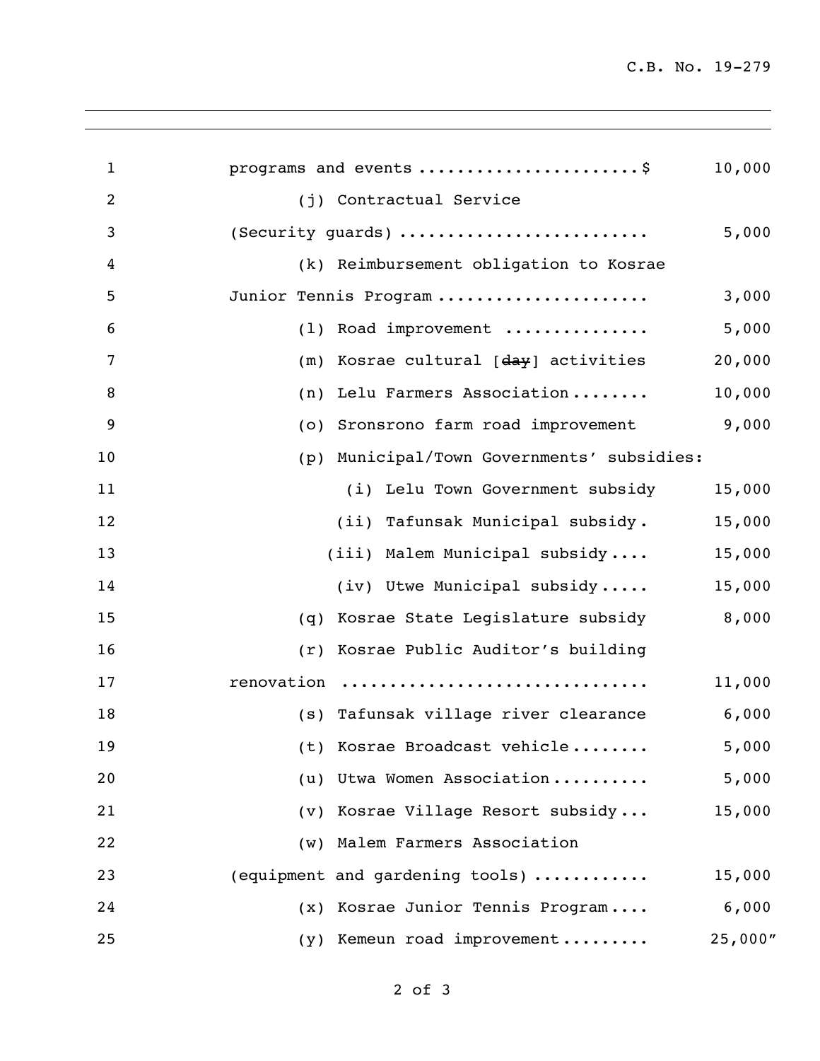programs and events ...................... $ 10,000

(j) Contractual Service (Security guards) ......................... 5,000

(k) Reimbursement obligation to Kosrae Junior Tennis Program ..................... 3,000

(l) Road improvement .............. 5,000

(m) Kosrae cultural [~~day~~] activities 20,000

(n) Lelu Farmers Association ........ 10,000

(o) Sronsrono farm road improvement 9,000

(p) Municipal/Town Governments' subsidies:

(i) Lelu Town Government subsidy 15,000

(ii) Tafunsak Municipal subsidy. 15,000

(iii) Malem Municipal subsidy.... 15,000

(iv) Utwe Municipal subsidy..... 15,000

(q) Kosrae State Legislature subsidy 8,000

(r) Kosrae Public Auditor's building renovation .............................. 11,000

(s) Tafunsak village river clearance 6,000

(t) Kosrae Broadcast vehicle ........ 5,000

(u) Utwa Women Association .......... 5,000

(v) Kosrae Village Resort subsidy ... 15,000

(w) Malem Farmers Association (equipment and gardening tools) ........... 15,000

(x) Kosrae Junior Tennis Program .... 6,000

(y) Kemeun road improvement ......... 25,000"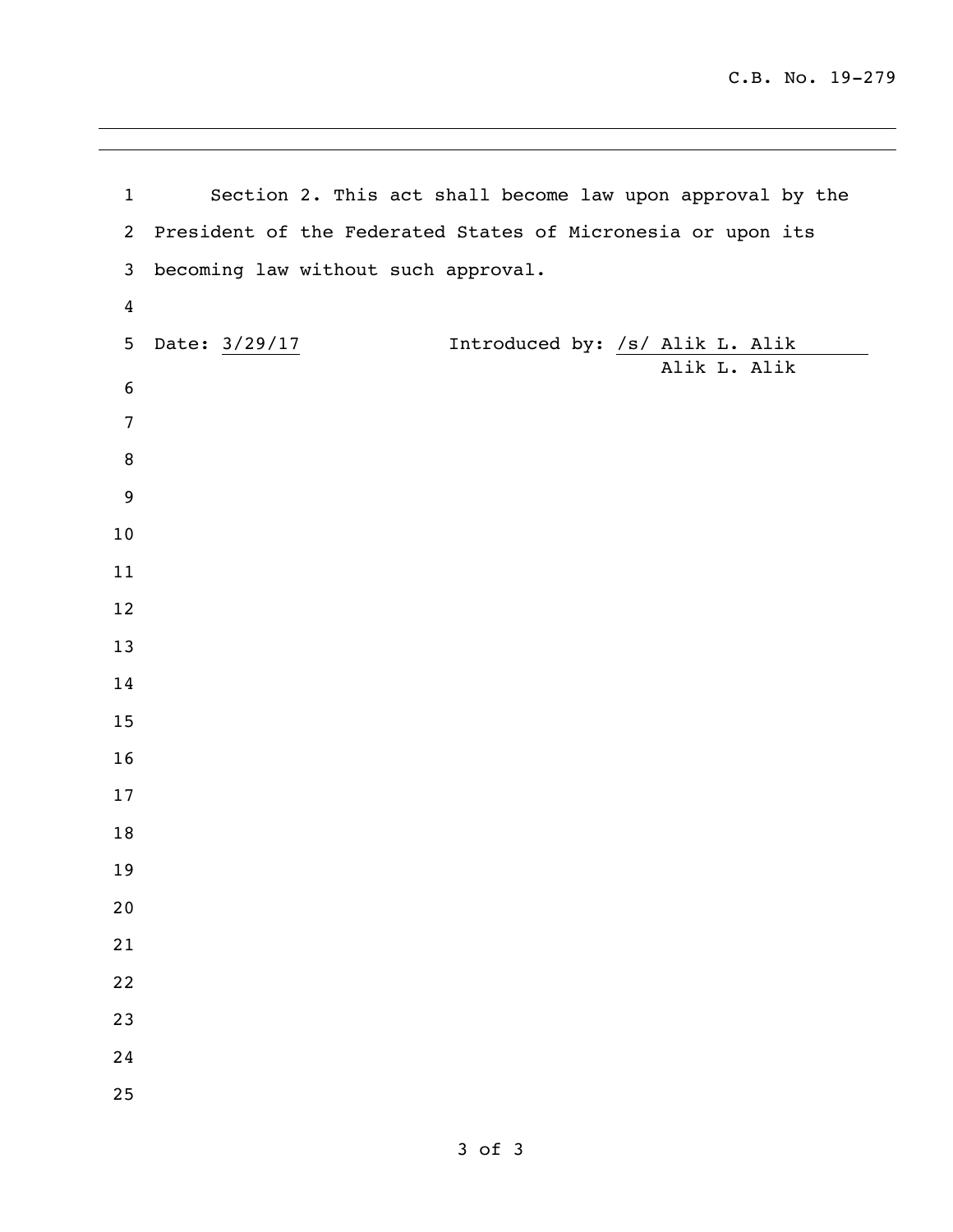Section 2. This act shall become law upon approval by the President of the Federated States of Micronesia or upon its becoming law without such approval.

Date: 3/29/17

Introduced by: /s/ Alik L. Alik

Alik L. Alik